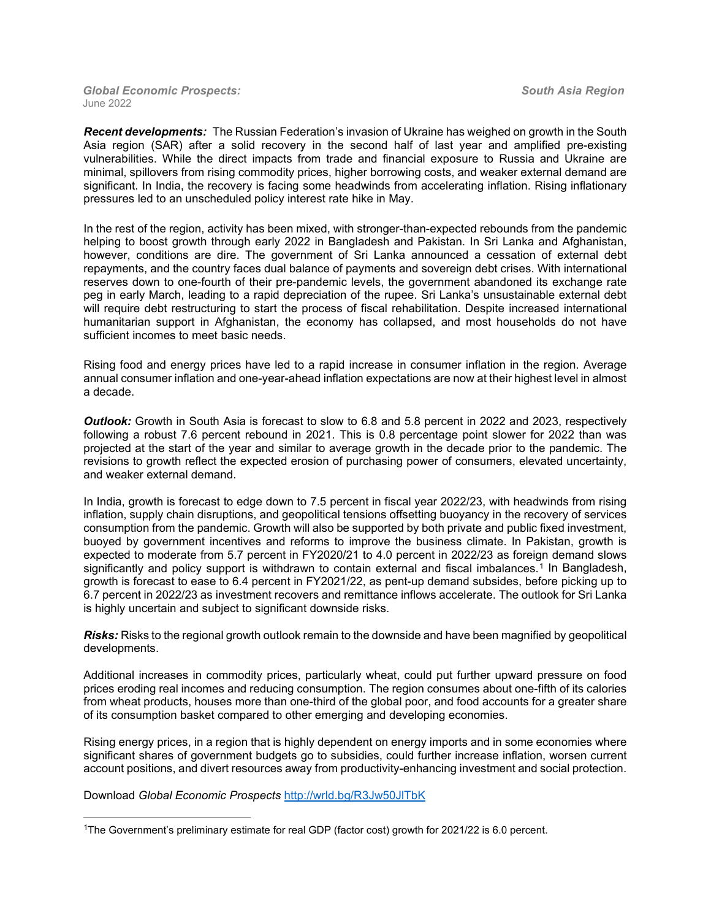*Global Economic Prospects:* *South Asia Region*
June 2022

***Recent developments:*** The Russian Federation's invasion of Ukraine has weighed on growth in the South Asia region (SAR) after a solid recovery in the second half of last year and amplified pre-existing vulnerabilities. While the direct impacts from trade and financial exposure to Russia and Ukraine are minimal, spillovers from rising commodity prices, higher borrowing costs, and weaker external demand are significant. In India, the recovery is facing some headwinds from accelerating inflation. Rising inflationary pressures led to an unscheduled policy interest rate hike in May.

In the rest of the region, activity has been mixed, with stronger-than-expected rebounds from the pandemic helping to boost growth through early 2022 in Bangladesh and Pakistan. In Sri Lanka and Afghanistan, however, conditions are dire. The government of Sri Lanka announced a cessation of external debt repayments, and the country faces dual balance of payments and sovereign debt crises. With international reserves down to one-fourth of their pre-pandemic levels, the government abandoned its exchange rate peg in early March, leading to a rapid depreciation of the rupee. Sri Lanka's unsustainable external debt will require debt restructuring to start the process of fiscal rehabilitation. Despite increased international humanitarian support in Afghanistan, the economy has collapsed, and most households do not have sufficient incomes to meet basic needs.

Rising food and energy prices have led to a rapid increase in consumer inflation in the region. Average annual consumer inflation and one-year-ahead inflation expectations are now at their highest level in almost a decade.

***Outlook:*** Growth in South Asia is forecast to slow to 6.8 and 5.8 percent in 2022 and 2023, respectively following a robust 7.6 percent rebound in 2021. This is 0.8 percentage point slower for 2022 than was projected at the start of the year and similar to average growth in the decade prior to the pandemic. The revisions to growth reflect the expected erosion of purchasing power of consumers, elevated uncertainty, and weaker external demand.

In India, growth is forecast to edge down to 7.5 percent in fiscal year 2022/23, with headwinds from rising inflation, supply chain disruptions, and geopolitical tensions offsetting buoyancy in the recovery of services consumption from the pandemic. Growth will also be supported by both private and public fixed investment, buoyed by government incentives and reforms to improve the business climate. In Pakistan, growth is expected to moderate from 5.7 percent in FY2020/21 to 4.0 percent in 2022/23 as foreign demand slows significantly and policy support is withdrawn to contain external and fiscal imbalances.[1] In Bangladesh, growth is forecast to ease to 6.4 percent in FY2021/22, as pent-up demand subsides, before picking up to 6.7 percent in 2022/23 as investment recovers and remittance inflows accelerate. The outlook for Sri Lanka is highly uncertain and subject to significant downside risks.

***Risks:*** Risks to the regional growth outlook remain to the downside and have been magnified by geopolitical developments.

Additional increases in commodity prices, particularly wheat, could put further upward pressure on food prices eroding real incomes and reducing consumption. The region consumes about one-fifth of its calories from wheat products, houses more than one-third of the global poor, and food accounts for a greater share of its consumption basket compared to other emerging and developing economies.

Rising energy prices, in a region that is highly dependent on energy imports and in some economies where significant shares of government budgets go to subsidies, could further increase inflation, worsen current account positions, and divert resources away from productivity-enhancing investment and social protection.

Download *Global Economic Prospects* http://wrld.bg/R3Jw50JlTbK

---

[1]The Government's preliminary estimate for real GDP (factor cost) growth for 2021/22 is 6.0 percent.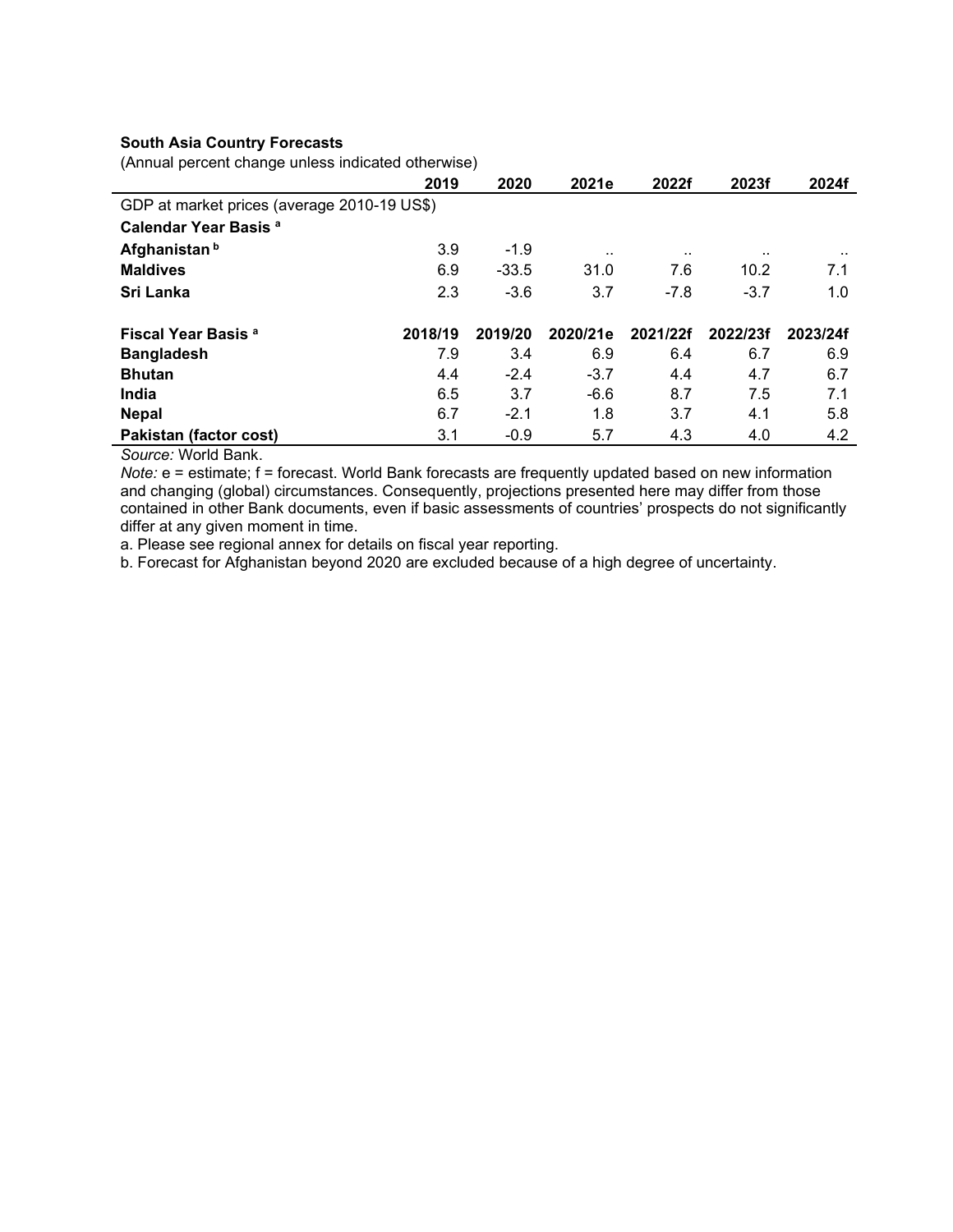**South Asia Country Forecasts**

(Annual percent change unless indicated otherwise)

| | 2019 | 2020 | 2021e | 2022f | 2023f | 2024f |
|---|---|---|---|---|---|---|
| GDP at market prices (average 2010-19 US$) | | | | | | |
| **Calendar Year Basis** [a] | | | | | | |
| **Afghanistan** [b] | 3.9 | -1.9 | .. | .. | .. | .. |
| **Maldives** | 6.9 | -33.5 | 31.0 | 7.6 | 10.2 | 7.1 |
| **Sri Lanka** | 2.3 | -3.6 | 3.7 | -7.8 | -3.7 | 1.0 |
| **Fiscal Year Basis** [a] | **2018/19** | **2019/20** | **2020/21e** | **2021/22f** | **2022/23f** | **2023/24f** |
| **Bangladesh** | 7.9 | 3.4 | 6.9 | 6.4 | 6.7 | 6.9 |
| **Bhutan** | 4.4 | -2.4 | -3.7 | 4.4 | 4.7 | 6.7 |
| **India** | 6.5 | 3.7 | -6.6 | 8.7 | 7.5 | 7.1 |
| **Nepal** | 6.7 | -2.1 | 1.8 | 3.7 | 4.1 | 5.8 |
| **Pakistan (factor cost)** | 3.1 | -0.9 | 5.7 | 4.3 | 4.0 | 4.2 |

*Source:* World Bank.

*Note:* e = estimate; f = forecast. World Bank forecasts are frequently updated based on new information and changing (global) circumstances. Consequently, projections presented here may differ from those contained in other Bank documents, even if basic assessments of countries' prospects do not significantly differ at any given moment in time.

a. Please see regional annex for details on fiscal year reporting.

b. Forecast for Afghanistan beyond 2020 are excluded because of a high degree of uncertainty.